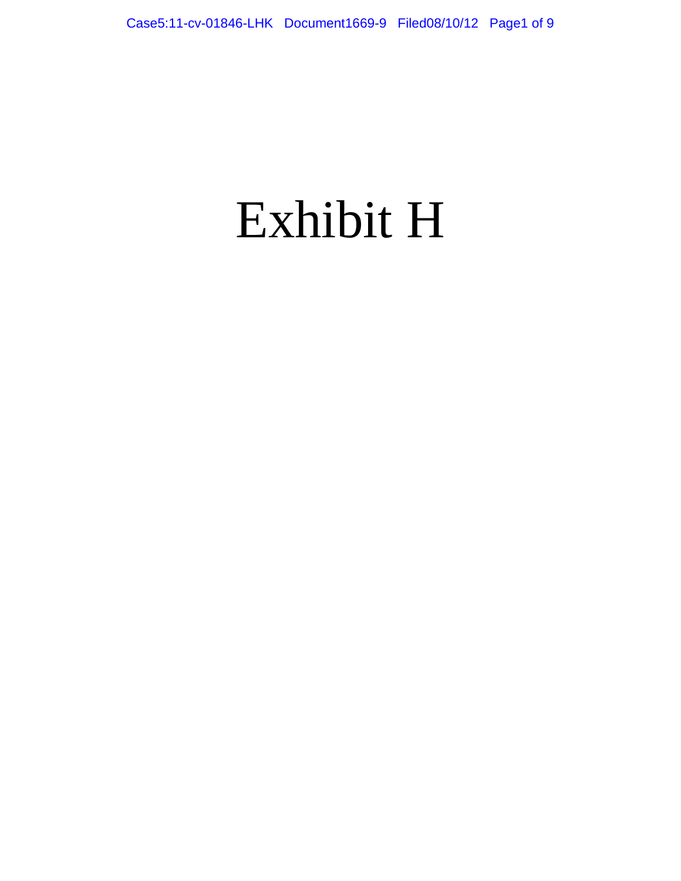# Exhibit H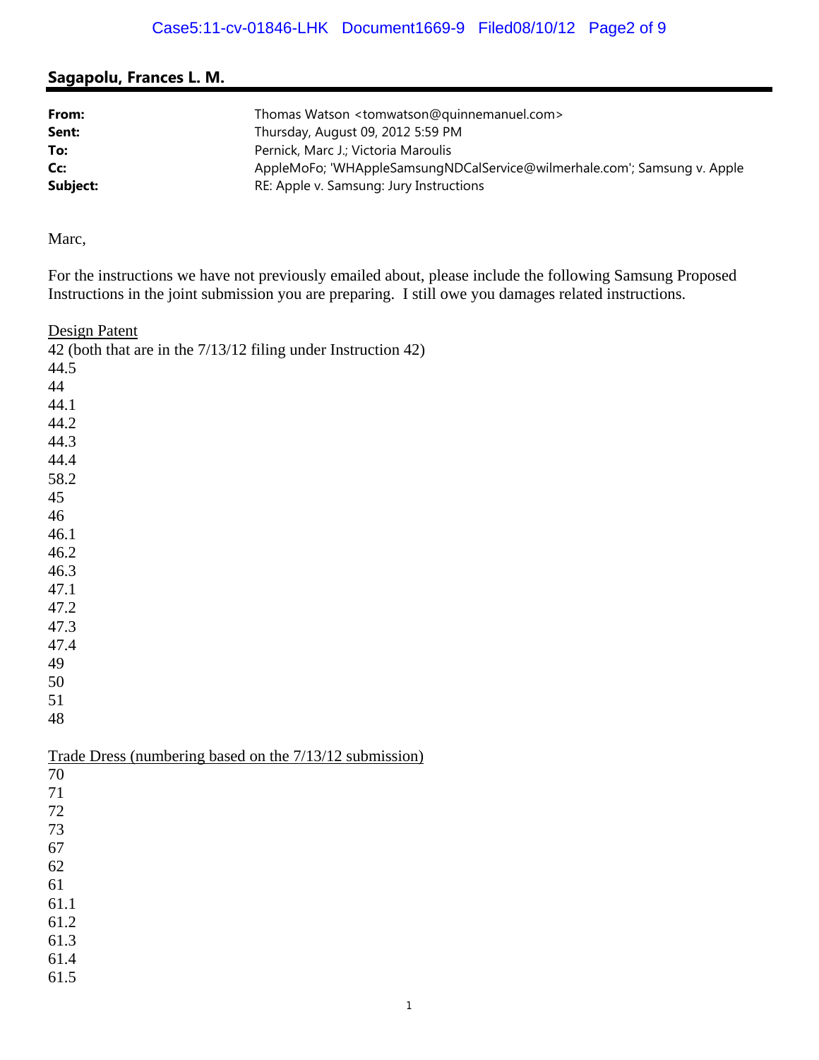## Sagapolu, Frances L. M.

**From:** Thomas Watson <tomwatson@quinnemanuel.com>
**Sent:** Thursday, August 09, 2012 5:59 PM
**To:** Pernick, Marc J.; Victoria Maroulis
**Cc:** AppleMoFo; 'WHAppleSamsungNDCalService@wilmerhale.com'; Samsung v. Apple
**Subject:** RE: Apple v. Samsung: Jury Instructions

Marc,

For the instructions we have not previously emailed about, please include the following Samsung Proposed Instructions in the joint submission you are preparing. I still owe you damages related instructions.

Design Patent

42 (both that are in the 7/13/12 filing under Instruction 42)
44.5
44
44.1
44.2
44.3
44.4
58.2
45
46
46.1
46.2
46.3
47.1
47.2
47.3
47.4
49
50
51
48

Trade Dress (numbering based on the 7/13/12 submission)

70
71
72
73
67
62
61
61.1
61.2
61.3
61.4
61.5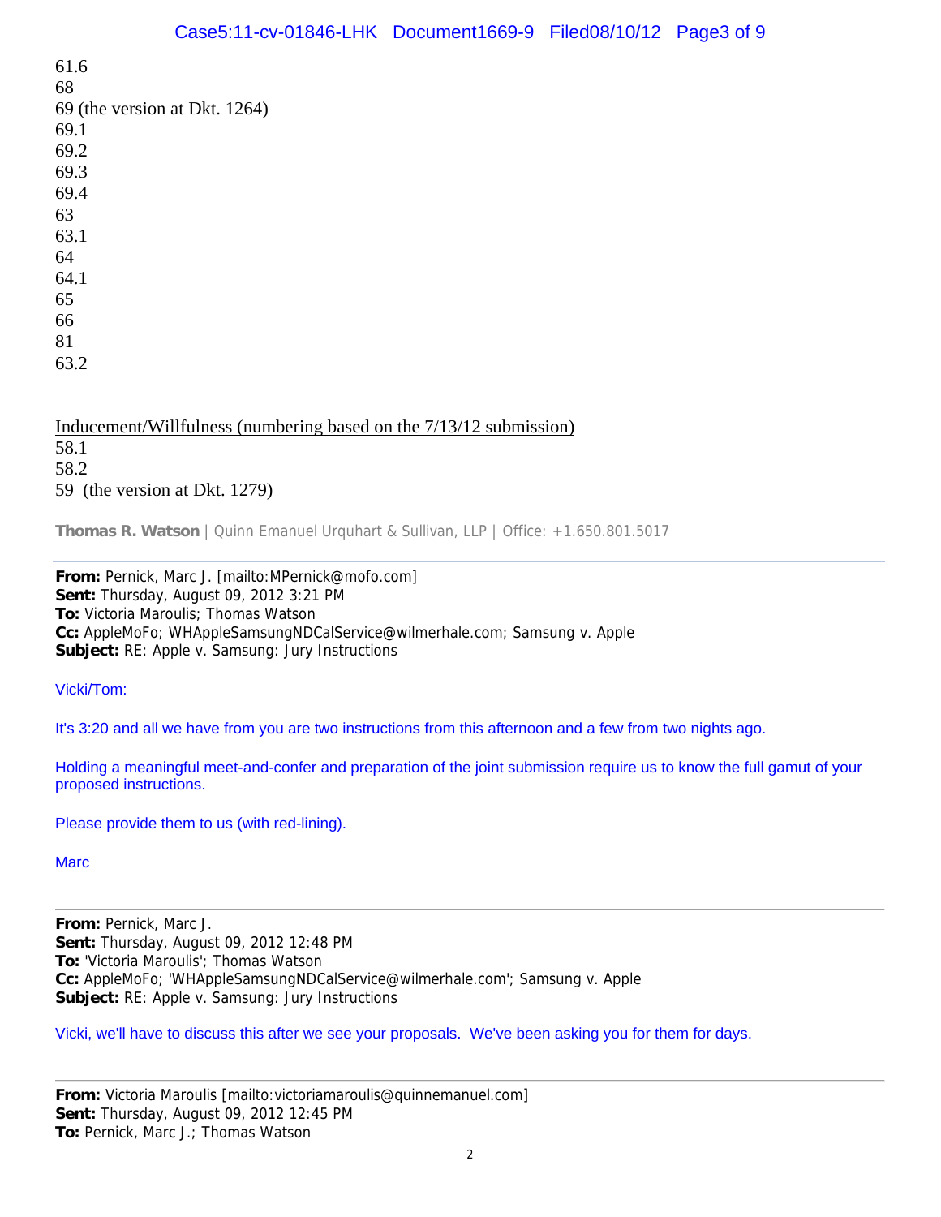61.6
68
69 (the version at Dkt. 1264)
69.1
69.2
69.3
69.4
63
63.1
64
64.1
65
66
81
63.2

<u>Inducement/Willfulness (numbering based on the 7/13/12 submission)</u>
58.1
58.2
59 (the version at Dkt. 1279)

**Thomas R. Watson** | Quinn Emanuel Urquhart & Sullivan, LLP | Office: +1.650.801.5017

---

**From:** Pernick, Marc J. [mailto:MPernick@mofo.com]
**Sent:** Thursday, August 09, 2012 3:21 PM
**To:** Victoria Maroulis; Thomas Watson
**Cc:** AppleMoFo; WHAppleSamsungNDCalService@wilmerhale.com; Samsung v. Apple
**Subject:** RE: Apple v. Samsung: Jury Instructions

Vicki/Tom:

It's 3:20 and all we have from you are two instructions from this afternoon and a few from two nights ago.

Holding a meaningful meet-and-confer and preparation of the joint submission require us to know the full gamut of your proposed instructions.

Please provide them to us (with red-lining).

Marc

---

**From:** Pernick, Marc J.
**Sent:** Thursday, August 09, 2012 12:48 PM
**To:** 'Victoria Maroulis'; Thomas Watson
**Cc:** AppleMoFo; 'WHAppleSamsungNDCalService@wilmerhale.com'; Samsung v. Apple
**Subject:** RE: Apple v. Samsung: Jury Instructions

Vicki, we'll have to discuss this after we see your proposals. We've been asking you for them for days.

---

**From:** Victoria Maroulis [mailto:victoriamaroulis@quinnemanuel.com]
**Sent:** Thursday, August 09, 2012 12:45 PM
**To:** Pernick, Marc J.; Thomas Watson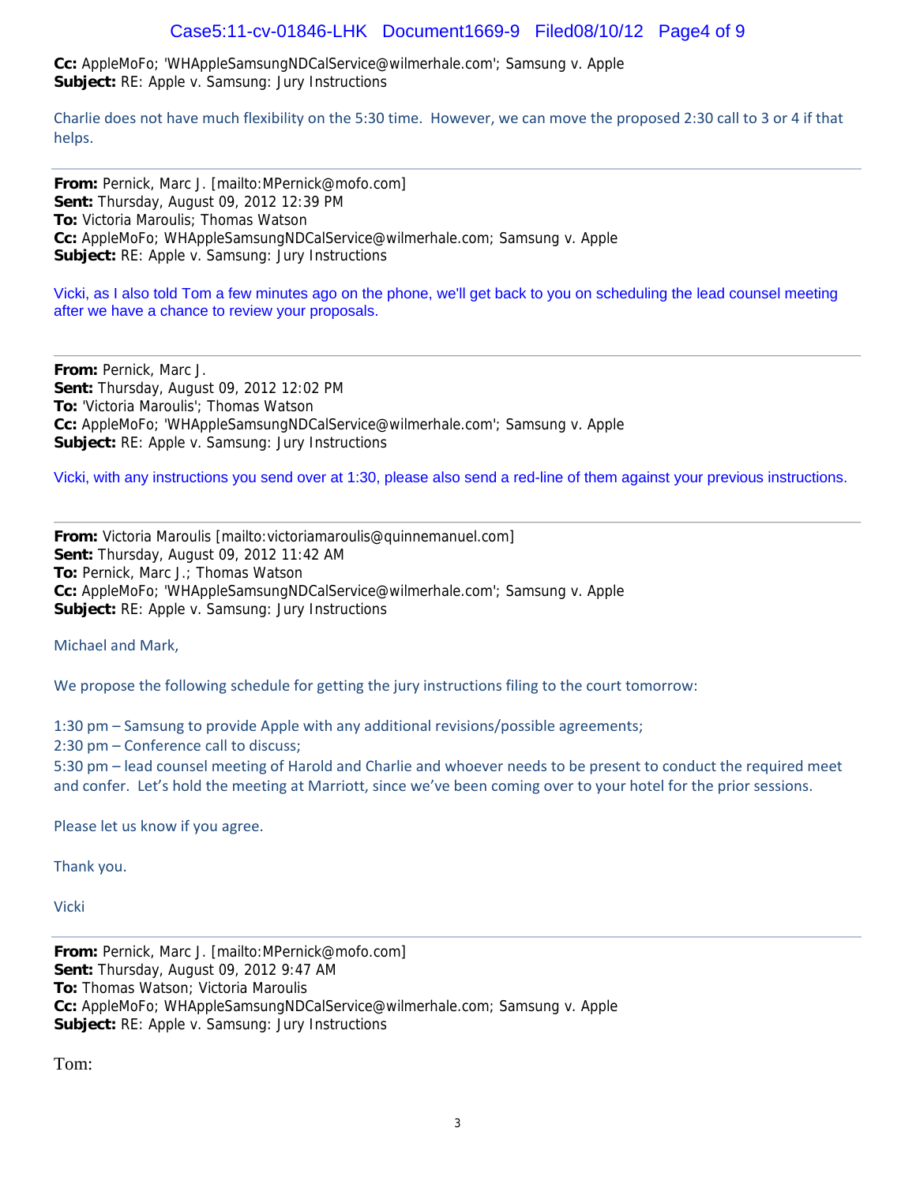**Cc:** AppleMoFo; 'WHAppleSamsungNDCalService@wilmerhale.com'; Samsung v. Apple
**Subject:** RE: Apple v. Samsung: Jury Instructions

Charlie does not have much flexibility on the 5:30 time. However, we can move the proposed 2:30 call to 3 or 4 if that helps.

---

**From:** Pernick, Marc J. [mailto:MPernick@mofo.com]
**Sent:** Thursday, August 09, 2012 12:39 PM
**To:** Victoria Maroulis; Thomas Watson
**Cc:** AppleMoFo; WHAppleSamsungNDCalService@wilmerhale.com; Samsung v. Apple
**Subject:** RE: Apple v. Samsung: Jury Instructions

Vicki, as I also told Tom a few minutes ago on the phone, we'll get back to you on scheduling the lead counsel meeting after we have a chance to review your proposals.

---

**From:** Pernick, Marc J.
**Sent:** Thursday, August 09, 2012 12:02 PM
**To:** 'Victoria Maroulis'; Thomas Watson
**Cc:** AppleMoFo; 'WHAppleSamsungNDCalService@wilmerhale.com'; Samsung v. Apple
**Subject:** RE: Apple v. Samsung: Jury Instructions

Vicki, with any instructions you send over at 1:30, please also send a red-line of them against your previous instructions.

---

**From:** Victoria Maroulis [mailto:victoriamaroulis@quinnemanuel.com]
**Sent:** Thursday, August 09, 2012 11:42 AM
**To:** Pernick, Marc J.; Thomas Watson
**Cc:** AppleMoFo; 'WHAppleSamsungNDCalService@wilmerhale.com'; Samsung v. Apple
**Subject:** RE: Apple v. Samsung: Jury Instructions

Michael and Mark,

We propose the following schedule for getting the jury instructions filing to the court tomorrow:

1:30 pm – Samsung to provide Apple with any additional revisions/possible agreements;
2:30 pm – Conference call to discuss;
5:30 pm – lead counsel meeting of Harold and Charlie and whoever needs to be present to conduct the required meet and confer. Let's hold the meeting at Marriott, since we've been coming over to your hotel for the prior sessions.

Please let us know if you agree.

Thank you.

Vicki

---

**From:** Pernick, Marc J. [mailto:MPernick@mofo.com]
**Sent:** Thursday, August 09, 2012 9:47 AM
**To:** Thomas Watson; Victoria Maroulis
**Cc:** AppleMoFo; WHAppleSamsungNDCalService@wilmerhale.com; Samsung v. Apple
**Subject:** RE: Apple v. Samsung: Jury Instructions

Tom: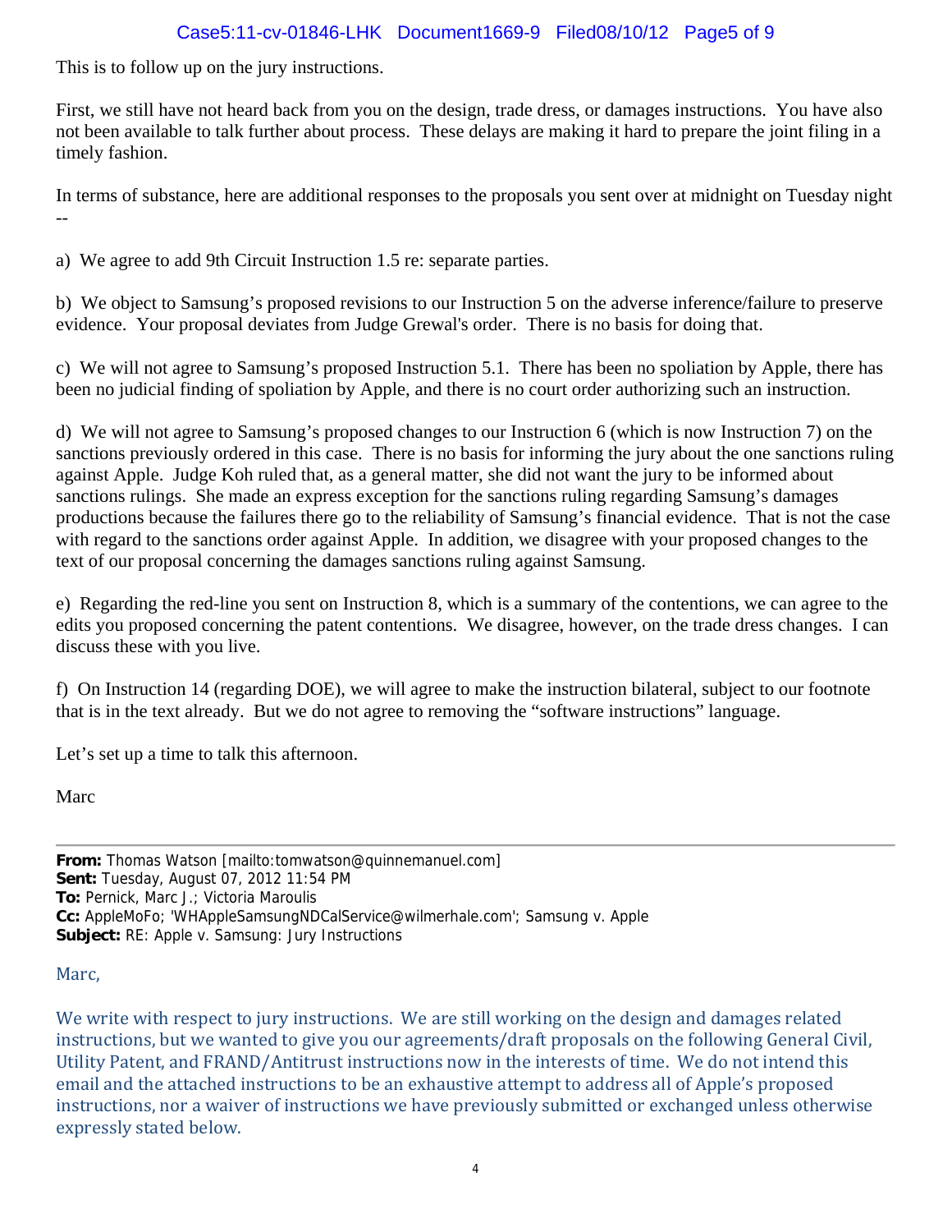This is to follow up on the jury instructions.

First, we still have not heard back from you on the design, trade dress, or damages instructions. You have also not been available to talk further about process. These delays are making it hard to prepare the joint filing in a timely fashion.

In terms of substance, here are additional responses to the proposals you sent over at midnight on Tuesday night --

a) We agree to add 9th Circuit Instruction 1.5 re: separate parties.

b) We object to Samsung's proposed revisions to our Instruction 5 on the adverse inference/failure to preserve evidence. Your proposal deviates from Judge Grewal's order. There is no basis for doing that.

c) We will not agree to Samsung's proposed Instruction 5.1. There has been no spoliation by Apple, there has been no judicial finding of spoliation by Apple, and there is no court order authorizing such an instruction.

d) We will not agree to Samsung's proposed changes to our Instruction 6 (which is now Instruction 7) on the sanctions previously ordered in this case. There is no basis for informing the jury about the one sanctions ruling against Apple. Judge Koh ruled that, as a general matter, she did not want the jury to be informed about sanctions rulings. She made an express exception for the sanctions ruling regarding Samsung's damages productions because the failures there go to the reliability of Samsung's financial evidence. That is not the case with regard to the sanctions order against Apple. In addition, we disagree with your proposed changes to the text of our proposal concerning the damages sanctions ruling against Samsung.

e) Regarding the red-line you sent on Instruction 8, which is a summary of the contentions, we can agree to the edits you proposed concerning the patent contentions. We disagree, however, on the trade dress changes. I can discuss these with you live.

f) On Instruction 14 (regarding DOE), we will agree to make the instruction bilateral, subject to our footnote that is in the text already. But we do not agree to removing the "software instructions" language.

Let's set up a time to talk this afternoon.

Marc

---

**From:** Thomas Watson [mailto:tomwatson@quinnemanuel.com]
**Sent:** Tuesday, August 07, 2012 11:54 PM
**To:** Pernick, Marc J.; Victoria Maroulis
**Cc:** AppleMoFo; 'WHAppleSamsungNDCalService@wilmerhale.com'; Samsung v. Apple
**Subject:** RE: Apple v. Samsung: Jury Instructions

Marc,

We write with respect to jury instructions. We are still working on the design and damages related instructions, but we wanted to give you our agreements/draft proposals on the following General Civil, Utility Patent, and FRAND/Antitrust instructions now in the interests of time. We do not intend this email and the attached instructions to be an exhaustive attempt to address all of Apple's proposed instructions, nor a waiver of instructions we have previously submitted or exchanged unless otherwise expressly stated below.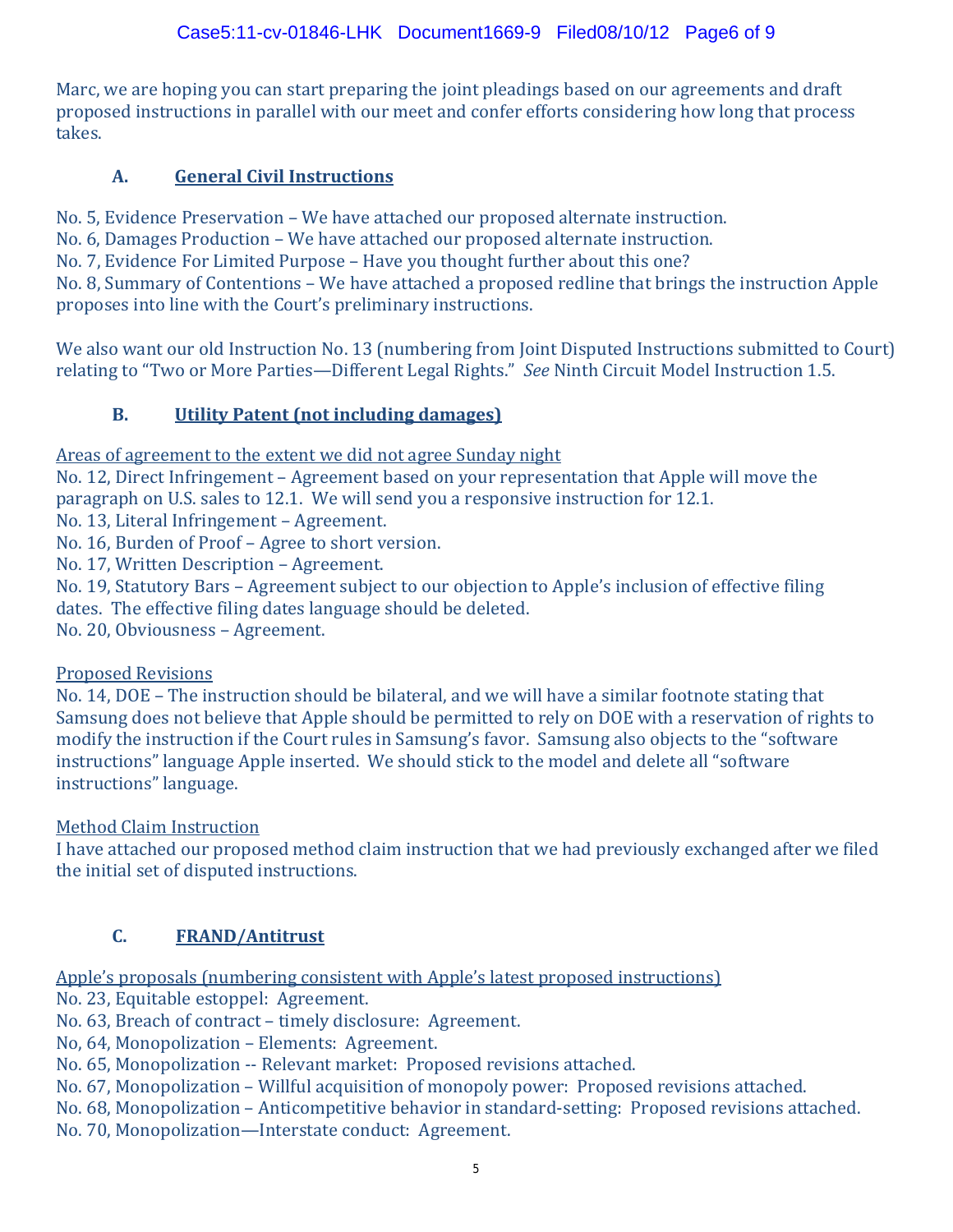Marc, we are hoping you can start preparing the joint pleadings based on our agreements and draft proposed instructions in parallel with our meet and confer efforts considering how long that process takes.

## A. General Civil Instructions

No. 5, Evidence Preservation – We have attached our proposed alternate instruction.
No. 6, Damages Production – We have attached our proposed alternate instruction.
No. 7, Evidence For Limited Purpose – Have you thought further about this one?
No. 8, Summary of Contentions – We have attached a proposed redline that brings the instruction Apple proposes into line with the Court's preliminary instructions.

We also want our old Instruction No. 13 (numbering from Joint Disputed Instructions submitted to Court) relating to "Two or More Parties—Different Legal Rights." *See* Ninth Circuit Model Instruction 1.5.

## B. Utility Patent (not including damages)

Areas of agreement to the extent we did not agree Sunday night

No. 12, Direct Infringement – Agreement based on your representation that Apple will move the paragraph on U.S. sales to 12.1. We will send you a responsive instruction for 12.1.
No. 13, Literal Infringement – Agreement.
No. 16, Burden of Proof – Agree to short version.
No. 17, Written Description – Agreement.
No. 19, Statutory Bars – Agreement subject to our objection to Apple's inclusion of effective filing dates. The effective filing dates language should be deleted.
No. 20, Obviousness – Agreement.

Proposed Revisions

No. 14, DOE – The instruction should be bilateral, and we will have a similar footnote stating that Samsung does not believe that Apple should be permitted to rely on DOE with a reservation of rights to modify the instruction if the Court rules in Samsung's favor. Samsung also objects to the "software instructions" language Apple inserted. We should stick to the model and delete all "software instructions" language.

Method Claim Instruction

I have attached our proposed method claim instruction that we had previously exchanged after we filed the initial set of disputed instructions.

## C. FRAND/Antitrust

Apple's proposals (numbering consistent with Apple's latest proposed instructions)

No. 23, Equitable estoppel: Agreement.
No. 63, Breach of contract – timely disclosure: Agreement.
No, 64, Monopolization – Elements: Agreement.
No. 65, Monopolization -- Relevant market: Proposed revisions attached.
No. 67, Monopolization – Willful acquisition of monopoly power: Proposed revisions attached.
No. 68, Monopolization – Anticompetitive behavior in standard-setting: Proposed revisions attached.
No. 70, Monopolization—Interstate conduct: Agreement.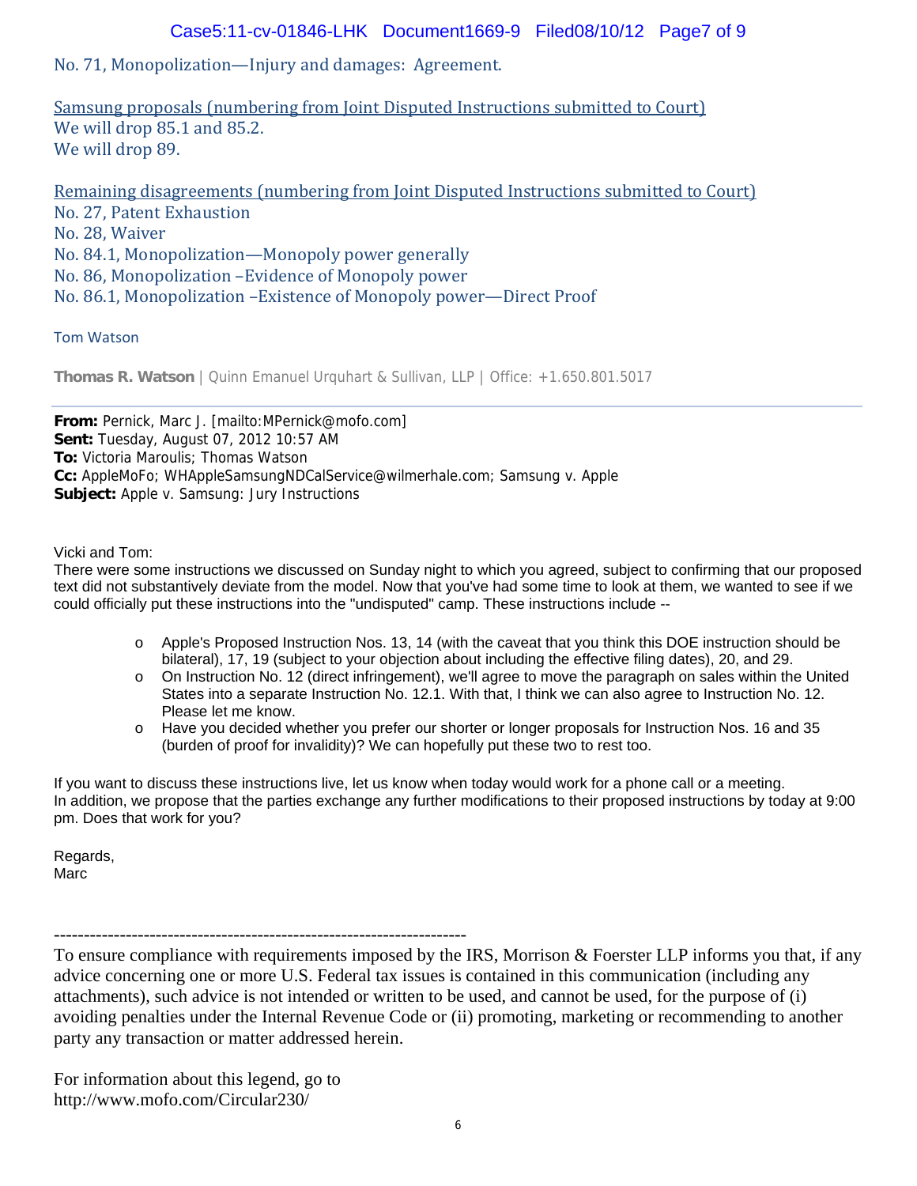No. 71, Monopolization—Injury and damages: Agreement.

Samsung proposals (numbering from Joint Disputed Instructions submitted to Court)
We will drop 85.1 and 85.2.
We will drop 89.

Remaining disagreements (numbering from Joint Disputed Instructions submitted to Court)
No. 27, Patent Exhaustion
No. 28, Waiver
No. 84.1, Monopolization—Monopoly power generally
No. 86, Monopolization –Evidence of Monopoly power
No. 86.1, Monopolization –Existence of Monopoly power—Direct Proof

Tom Watson

**Thomas R. Watson** | Quinn Emanuel Urquhart & Sullivan, LLP | Office: +1.650.801.5017

---

**From:** Pernick, Marc J. [mailto:MPernick@mofo.com]
**Sent:** Tuesday, August 07, 2012 10:57 AM
**To:** Victoria Maroulis; Thomas Watson
**Cc:** AppleMoFo; WHAppleSamsungNDCalService@wilmerhale.com; Samsung v. Apple
**Subject:** Apple v. Samsung: Jury Instructions

Vicki and Tom:
There were some instructions we discussed on Sunday night to which you agreed, subject to confirming that our proposed text did not substantively deviate from the model. Now that you've had some time to look at them, we wanted to see if we could officially put these instructions into the "undisputed" camp. These instructions include --

- Apple's Proposed Instruction Nos. 13, 14 (with the caveat that you think this DOE instruction should be bilateral), 17, 19 (subject to your objection about including the effective filing dates), 20, and 29.
- On Instruction No. 12 (direct infringement), we'll agree to move the paragraph on sales within the United States into a separate Instruction No. 12.1. With that, I think we can also agree to Instruction No. 12. Please let me know.
- Have you decided whether you prefer our shorter or longer proposals for Instruction Nos. 16 and 35 (burden of proof for invalidity)? We can hopefully put these two to rest too.

If you want to discuss these instructions live, let us know when today would work for a phone call or a meeting.
In addition, we propose that the parties exchange any further modifications to their proposed instructions by today at 9:00 pm. Does that work for you?

Regards,
Marc

---------------------------------------------------------------------
To ensure compliance with requirements imposed by the IRS, Morrison & Foerster LLP informs you that, if any advice concerning one or more U.S. Federal tax issues is contained in this communication (including any attachments), such advice is not intended or written to be used, and cannot be used, for the purpose of (i) avoiding penalties under the Internal Revenue Code or (ii) promoting, marketing or recommending to another party any transaction or matter addressed herein.

For information about this legend, go to
http://www.mofo.com/Circular230/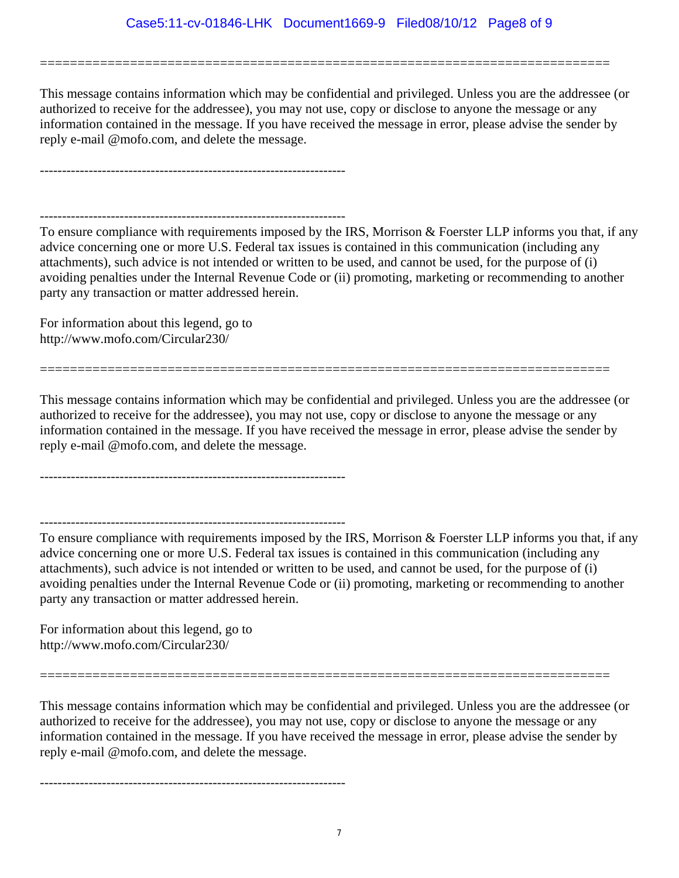============================================================================

This message contains information which may be confidential and privileged. Unless you are the addressee (or authorized to receive for the addressee), you may not use, copy or disclose to anyone the message or any information contained in the message. If you have received the message in error, please advise the sender by reply e-mail @mofo.com, and delete the message.

---------------------------------------------------------------------

---------------------------------------------------------------------

To ensure compliance with requirements imposed by the IRS, Morrison & Foerster LLP informs you that, if any advice concerning one or more U.S. Federal tax issues is contained in this communication (including any attachments), such advice is not intended or written to be used, and cannot be used, for the purpose of (i) avoiding penalties under the Internal Revenue Code or (ii) promoting, marketing or recommending to another party any transaction or matter addressed herein.

For information about this legend, go to
http://www.mofo.com/Circular230/

============================================================================

This message contains information which may be confidential and privileged. Unless you are the addressee (or authorized to receive for the addressee), you may not use, copy or disclose to anyone the message or any information contained in the message. If you have received the message in error, please advise the sender by reply e-mail @mofo.com, and delete the message.

---------------------------------------------------------------------

---------------------------------------------------------------------

To ensure compliance with requirements imposed by the IRS, Morrison & Foerster LLP informs you that, if any advice concerning one or more U.S. Federal tax issues is contained in this communication (including any attachments), such advice is not intended or written to be used, and cannot be used, for the purpose of (i) avoiding penalties under the Internal Revenue Code or (ii) promoting, marketing or recommending to another party any transaction or matter addressed herein.

For information about this legend, go to
http://www.mofo.com/Circular230/

============================================================================

This message contains information which may be confidential and privileged. Unless you are the addressee (or authorized to receive for the addressee), you may not use, copy or disclose to anyone the message or any information contained in the message. If you have received the message in error, please advise the sender by reply e-mail @mofo.com, and delete the message.

---------------------------------------------------------------------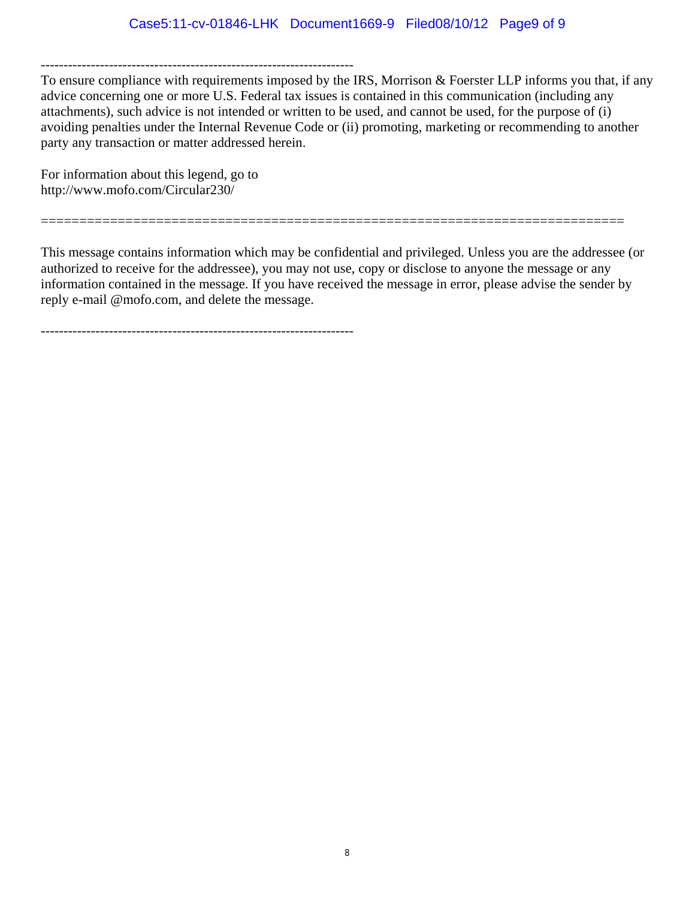---------------------------------------------------------------------

To ensure compliance with requirements imposed by the IRS, Morrison & Foerster LLP informs you that, if any advice concerning one or more U.S. Federal tax issues is contained in this communication (including any attachments), such advice is not intended or written to be used, and cannot be used, for the purpose of (i) avoiding penalties under the Internal Revenue Code or (ii) promoting, marketing or recommending to another party any transaction or matter addressed herein.

For information about this legend, go to
http://www.mofo.com/Circular230/

============================================================================

This message contains information which may be confidential and privileged. Unless you are the addressee (or authorized to receive for the addressee), you may not use, copy or disclose to anyone the message or any information contained in the message. If you have received the message in error, please advise the sender by reply e-mail @mofo.com, and delete the message.

---------------------------------------------------------------------